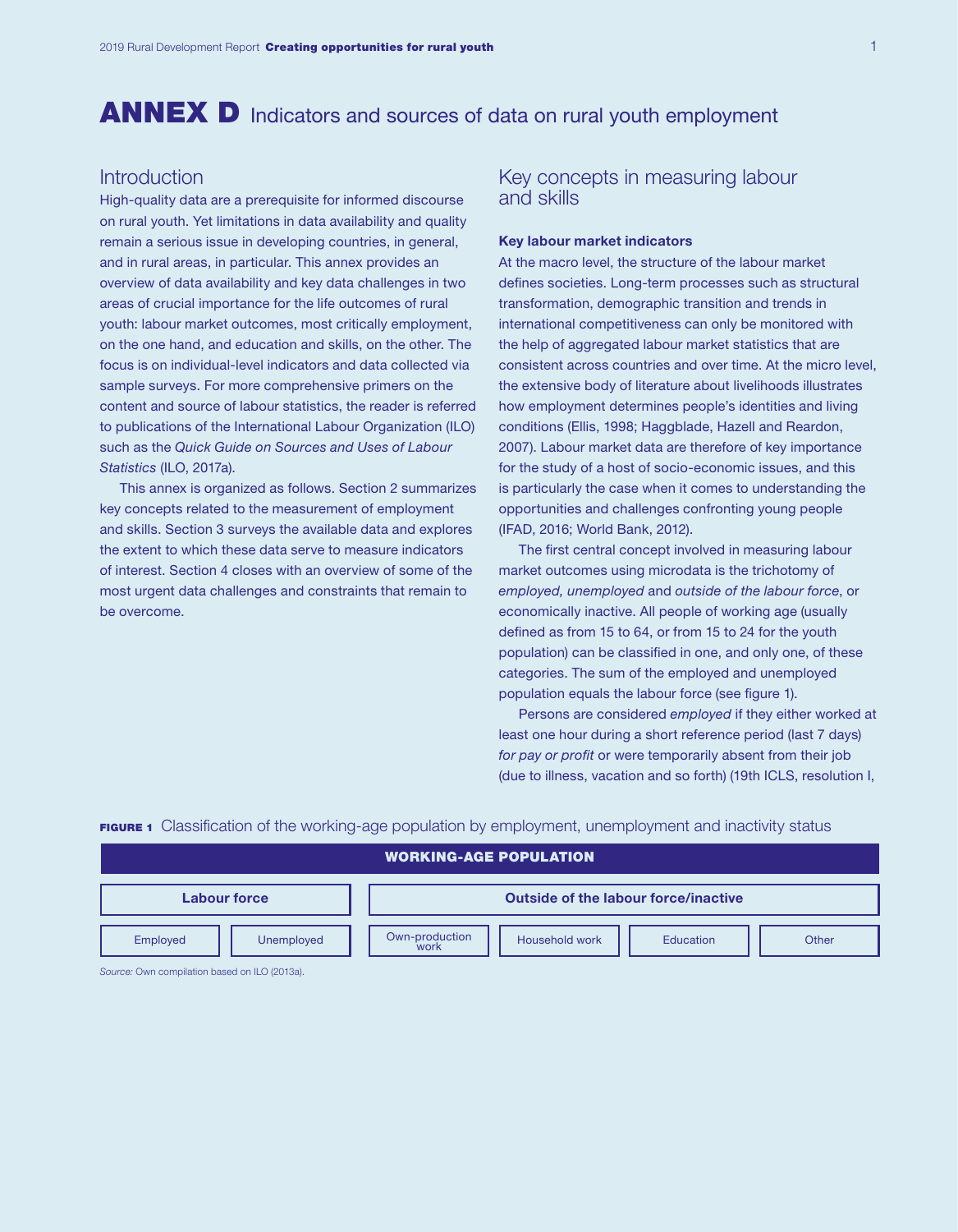# ANNEX D Indicators and sources of data on rural youth employment

## Introduction

High-quality data are a prerequisite for informed discourse on rural youth. Yet limitations in data availability and quality remain a serious issue in developing countries, in general, and in rural areas, in particular. This annex provides an overview of data availability and key data challenges in two areas of crucial importance for the life outcomes of rural youth: labour market outcomes, most critically employment, on the one hand, and education and skills, on the other. The focus is on individual-level indicators and data collected via sample surveys. For more comprehensive primers on the content and source of labour statistics, the reader is referred to publications of the International Labour Organization (ILO) such as the *Quick Guide on Sources and Uses of Labour Statistics* (ILO, 2017a).

This annex is organized as follows. Section 2 summarizes key concepts related to the measurement of employment and skills. Section 3 surveys the available data and explores the extent to which these data serve to measure indicators of interest. Section 4 closes with an overview of some of the most urgent data challenges and constraints that remain to be overcome.

## Key concepts in measuring labour and skills

### Key labour market indicators

At the macro level, the structure of the labour market defines societies. Long-term processes such as structural transformation, demographic transition and trends in international competitiveness can only be monitored with the help of aggregated labour market statistics that are consistent across countries and over time. At the micro level, the extensive body of literature about livelihoods illustrates how employment determines people's identities and living conditions (Ellis, 1998; Haggblade, Hazell and Reardon, 2007). Labour market data are therefore of key importance for the study of a host of socio-economic issues, and this is particularly the case when it comes to understanding the opportunities and challenges confronting young people (IFAD, 2016; World Bank, 2012).

The first central concept involved in measuring labour market outcomes using microdata is the trichotomy of *employed, unemployed* and *outside of the labour force*, or economically inactive. All people of working age (usually defined as from 15 to 64, or from 15 to 24 for the youth population) can be classified in one, and only one, of these categories. The sum of the employed and unemployed population equals the labour force (see figure 1).

Persons are considered *employed* if they either worked at least one hour during a short reference period (last 7 days) *for pay or profit* or were temporarily absent from their job (due to illness, vacation and so forth) (19th ICLS, resolution I,

**FIGURE 1** Classification of the working-age population by employment, unemployment and inactivity status

| WORKING-AGE POPULATION | | | | | |
|---|---|---|---|---|---|
| Labour force | | Outside of the labour force/inactive | | | |
| Employed | Unemployed | Own-production work | Household work | Education | Other |

*Source:* Own compilation based on ILO (2013a).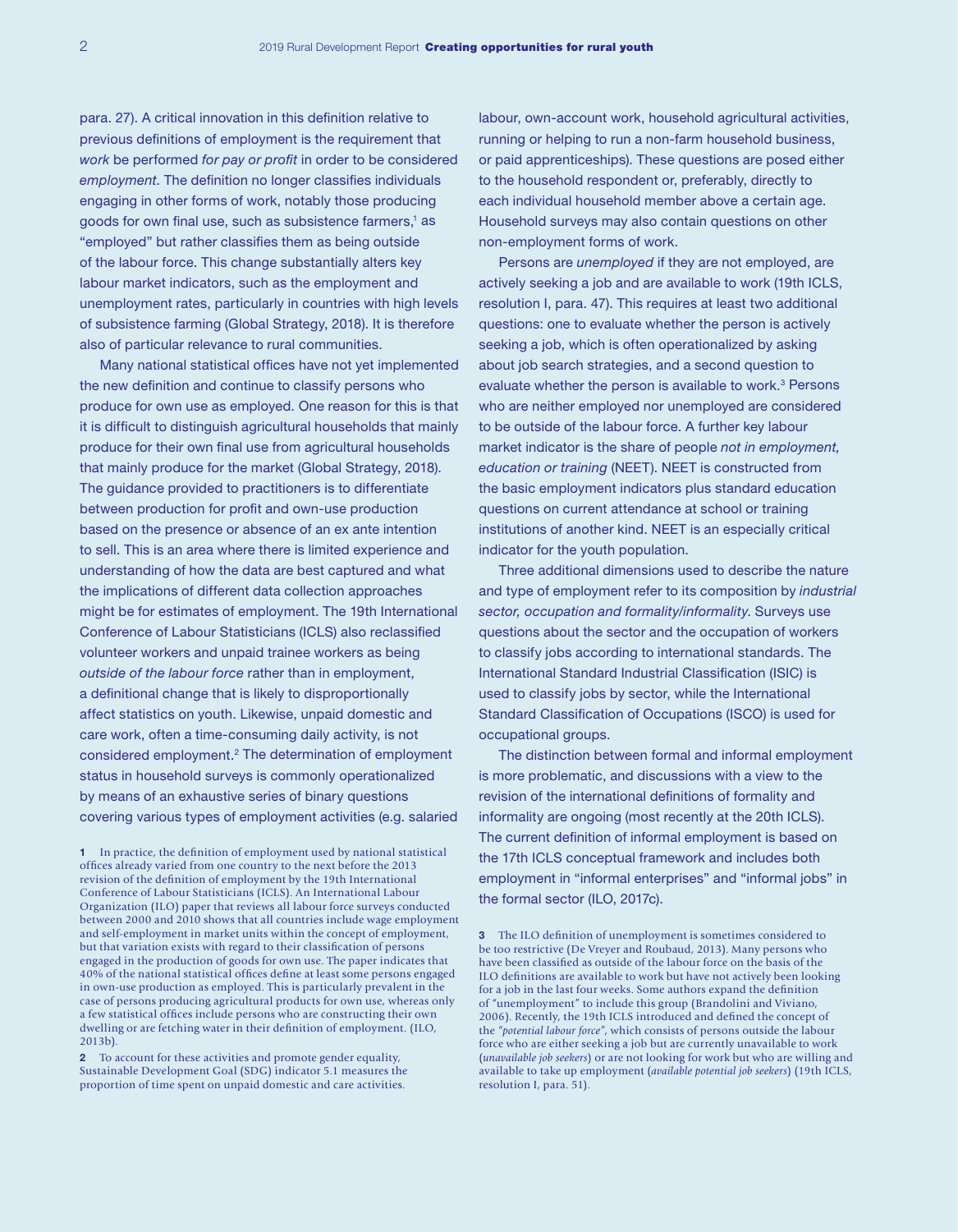para. 27). A critical innovation in this definition relative to previous definitions of employment is the requirement that *work* be performed *for pay or profit* in order to be considered *employment*. The definition no longer classifies individuals engaging in other forms of work, notably those producing goods for own final use, such as subsistence farmers,[1] as "employed" but rather classifies them as being outside of the labour force. This change substantially alters key labour market indicators, such as the employment and unemployment rates, particularly in countries with high levels of subsistence farming (Global Strategy, 2018). It is therefore also of particular relevance to rural communities.

Many national statistical offices have not yet implemented the new definition and continue to classify persons who produce for own use as employed. One reason for this is that it is difficult to distinguish agricultural households that mainly produce for their own final use from agricultural households that mainly produce for the market (Global Strategy, 2018). The guidance provided to practitioners is to differentiate between production for profit and own-use production based on the presence or absence of an ex ante intention to sell. This is an area where there is limited experience and understanding of how the data are best captured and what the implications of different data collection approaches might be for estimates of employment. The 19th International Conference of Labour Statisticians (ICLS) also reclassified volunteer workers and unpaid trainee workers as being *outside of the labour force* rather than in employment, a definitional change that is likely to disproportionally affect statistics on youth. Likewise, unpaid domestic and care work, often a time-consuming daily activity, is not considered employment.[2] The determination of employment status in household surveys is commonly operationalized by means of an exhaustive series of binary questions covering various types of employment activities (e.g. salaried labour, own-account work, household agricultural activities, running or helping to run a non-farm household business, or paid apprenticeships). These questions are posed either to the household respondent or, preferably, directly to each individual household member above a certain age. Household surveys may also contain questions on other non-employment forms of work.

Persons are *unemployed* if they are not employed, are actively seeking a job and are available to work (19th ICLS, resolution I, para. 47). This requires at least two additional questions: one to evaluate whether the person is actively seeking a job, which is often operationalized by asking about job search strategies, and a second question to evaluate whether the person is available to work.[3] Persons who are neither employed nor unemployed are considered to be outside of the labour force. A further key labour market indicator is the share of people *not in employment, education or training* (NEET). NEET is constructed from the basic employment indicators plus standard education questions on current attendance at school or training institutions of another kind. NEET is an especially critical indicator for the youth population.

Three additional dimensions used to describe the nature and type of employment refer to its composition by *industrial sector, occupation and formality/informality*. Surveys use questions about the sector and the occupation of workers to classify jobs according to international standards. The International Standard Industrial Classification (ISIC) is used to classify jobs by sector, while the International Standard Classification of Occupations (ISCO) is used for occupational groups.

The distinction between formal and informal employment is more problematic, and discussions with a view to the revision of the international definitions of formality and informality are ongoing (most recently at the 20th ICLS). The current definition of informal employment is based on the 17th ICLS conceptual framework and includes both employment in "informal enterprises" and "informal jobs" in the formal sector (ILO, 2017c).

1 In practice, the definition of employment used by national statistical offices already varied from one country to the next before the 2013 revision of the definition of employment by the 19th International Conference of Labour Statisticians (ICLS). An International Labour Organization (ILO) paper that reviews all labour force surveys conducted between 2000 and 2010 shows that all countries include wage employment and self-employment in market units within the concept of employment, but that variation exists with regard to their classification of persons engaged in the production of goods for own use. The paper indicates that 40% of the national statistical offices define at least some persons engaged in own-use production as employed. This is particularly prevalent in the case of persons producing agricultural products for own use, whereas only a few statistical offices include persons who are constructing their own dwelling or are fetching water in their definition of employment. (ILO, 2013b).

2 To account for these activities and promote gender equality, Sustainable Development Goal (SDG) indicator 5.1 measures the proportion of time spent on unpaid domestic and care activities.

3 The ILO definition of unemployment is sometimes considered to be too restrictive (De Vreyer and Roubaud, 2013). Many persons who have been classified as outside of the labour force on the basis of the ILO definitions are available to work but have not actively been looking for a job in the last four weeks. Some authors expand the definition of "unemployment" to include this group (Brandolini and Viviano, 2006). Recently, the 19th ICLS introduced and defined the concept of the *"potential labour force"*, which consists of persons outside the labour force who are either seeking a job but are currently unavailable to work (*unavailable job seekers*) or are not looking for work but who are willing and available to take up employment (*available potential job seekers*) (19th ICLS, resolution I, para. 51).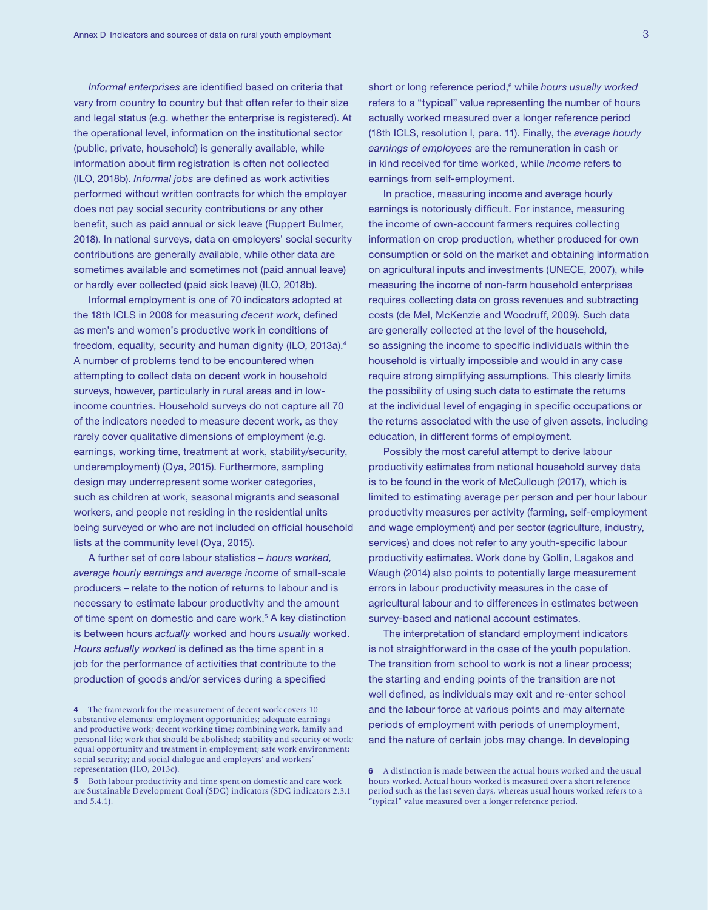*Informal enterprises* are identified based on criteria that vary from country to country but that often refer to their size and legal status (e.g. whether the enterprise is registered). At the operational level, information on the institutional sector (public, private, household) is generally available, while information about firm registration is often not collected (ILO, 2018b). *Informal jobs* are defined as work activities performed without written contracts for which the employer does not pay social security contributions or any other benefit, such as paid annual or sick leave (Ruppert Bulmer, 2018). In national surveys, data on employers' social security contributions are generally available, while other data are sometimes available and sometimes not (paid annual leave) or hardly ever collected (paid sick leave) (ILO, 2018b).

Informal employment is one of 70 indicators adopted at the 18th ICLS in 2008 for measuring *decent work*, defined as men's and women's productive work in conditions of freedom, equality, security and human dignity (ILO, 2013a).[4] A number of problems tend to be encountered when attempting to collect data on decent work in household surveys, however, particularly in rural areas and in low-income countries. Household surveys do not capture all 70 of the indicators needed to measure decent work, as they rarely cover qualitative dimensions of employment (e.g. earnings, working time, treatment at work, stability/security, underemployment) (Oya, 2015). Furthermore, sampling design may underrepresent some worker categories, such as children at work, seasonal migrants and seasonal workers, and people not residing in the residential units being surveyed or who are not included on official household lists at the community level (Oya, 2015).

A further set of core labour statistics – *hours worked, average hourly earnings and average income* of small-scale producers – relate to the notion of returns to labour and is necessary to estimate labour productivity and the amount of time spent on domestic and care work.[5] A key distinction is between hours *actually* worked and hours *usually* worked. *Hours actually worked* is defined as the time spent in a job for the performance of activities that contribute to the production of goods and/or services during a specified short or long reference period,[6] while *hours usually worked* refers to a "typical" value representing the number of hours actually worked measured over a longer reference period (18th ICLS, resolution I, para. 11). Finally, the *average hourly earnings of employees* are the remuneration in cash or in kind received for time worked, while *income* refers to earnings from self-employment.

In practice, measuring income and average hourly earnings is notoriously difficult. For instance, measuring the income of own-account farmers requires collecting information on crop production, whether produced for own consumption or sold on the market and obtaining information on agricultural inputs and investments (UNECE, 2007), while measuring the income of non-farm household enterprises requires collecting data on gross revenues and subtracting costs (de Mel, McKenzie and Woodruff, 2009). Such data are generally collected at the level of the household, so assigning the income to specific individuals within the household is virtually impossible and would in any case require strong simplifying assumptions. This clearly limits the possibility of using such data to estimate the returns at the individual level of engaging in specific occupations or the returns associated with the use of given assets, including education, in different forms of employment.

Possibly the most careful attempt to derive labour productivity estimates from national household survey data is to be found in the work of McCullough (2017), which is limited to estimating average per person and per hour labour productivity measures per activity (farming, self-employment and wage employment) and per sector (agriculture, industry, services) and does not refer to any youth-specific labour productivity estimates. Work done by Gollin, Lagakos and Waugh (2014) also points to potentially large measurement errors in labour productivity measures in the case of agricultural labour and to differences in estimates between survey-based and national account estimates.

The interpretation of standard employment indicators is not straightforward in the case of the youth population. The transition from school to work is not a linear process; the starting and ending points of the transition are not well defined, as individuals may exit and re-enter school and the labour force at various points and may alternate periods of employment with periods of unemployment, and the nature of certain jobs may change. In developing

---

4 The framework for the measurement of decent work covers 10 substantive elements: employment opportunities; adequate earnings and productive work; decent working time; combining work, family and personal life; work that should be abolished; stability and security of work; equal opportunity and treatment in employment; safe work environment; social security; and social dialogue and employers' and workers' representation (ILO, 2013c).

5 Both labour productivity and time spent on domestic and care work are Sustainable Development Goal (SDG) indicators (SDG indicators 2.3.1 and 5.4.1).

6 A distinction is made between the actual hours worked and the usual hours worked. Actual hours worked is measured over a short reference period such as the last seven days, whereas usual hours worked refers to a "typical" value measured over a longer reference period.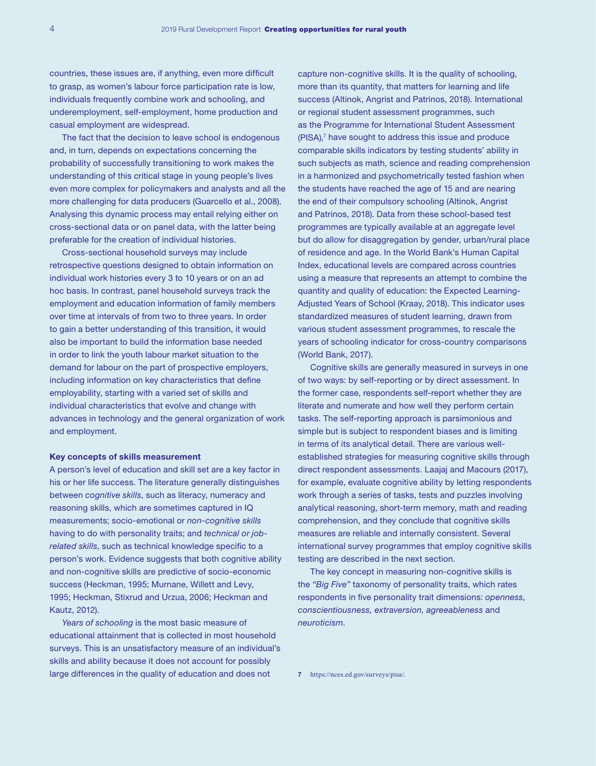countries, these issues are, if anything, even more difficult to grasp, as women's labour force participation rate is low, individuals frequently combine work and schooling, and underemployment, self-employment, home production and casual employment are widespread.

The fact that the decision to leave school is endogenous and, in turn, depends on expectations concerning the probability of successfully transitioning to work makes the understanding of this critical stage in young people's lives even more complex for policymakers and analysts and all the more challenging for data producers (Guarcello et al., 2008). Analysing this dynamic process may entail relying either on cross-sectional data or on panel data, with the latter being preferable for the creation of individual histories.

Cross-sectional household surveys may include retrospective questions designed to obtain information on individual work histories every 3 to 10 years or on an ad hoc basis. In contrast, panel household surveys track the employment and education information of family members over time at intervals of from two to three years. In order to gain a better understanding of this transition, it would also be important to build the information base needed in order to link the youth labour market situation to the demand for labour on the part of prospective employers, including information on key characteristics that define employability, starting with a varied set of skills and individual characteristics that evolve and change with advances in technology and the general organization of work and employment.

**Key concepts of skills measurement**

A person's level of education and skill set are a key factor in his or her life success. The literature generally distinguishes between *cognitive skills*, such as literacy, numeracy and reasoning skills, which are sometimes captured in IQ measurements; socio-emotional or *non-cognitive skills* having to do with personality traits; and *technical or job-related skills*, such as technical knowledge specific to a person's work. Evidence suggests that both cognitive ability and non-cognitive skills are predictive of socio-economic success (Heckman, 1995; Murnane, Willett and Levy, 1995; Heckman, Stixrud and Urzua, 2006; Heckman and Kautz, 2012).

*Years of schooling* is the most basic measure of educational attainment that is collected in most household surveys. This is an unsatisfactory measure of an individual's skills and ability because it does not account for possibly large differences in the quality of education and does not capture non-cognitive skills. It is the quality of schooling, more than its quantity, that matters for learning and life success (Altinok, Angrist and Patrinos, 2018). International or regional student assessment programmes, such as the Programme for International Student Assessment (PISA),[7] have sought to address this issue and produce comparable skills indicators by testing students' ability in such subjects as math, science and reading comprehension in a harmonized and psychometrically tested fashion when the students have reached the age of 15 and are nearing the end of their compulsory schooling (Altinok, Angrist and Patrinos, 2018). Data from these school-based test programmes are typically available at an aggregate level but do allow for disaggregation by gender, urban/rural place of residence and age. In the World Bank's Human Capital Index, educational levels are compared across countries using a measure that represents an attempt to combine the quantity and quality of education: the Expected Learning-Adjusted Years of School (Kraay, 2018). This indicator uses standardized measures of student learning, drawn from various student assessment programmes, to rescale the years of schooling indicator for cross-country comparisons (World Bank, 2017).

Cognitive skills are generally measured in surveys in one of two ways: by self-reporting or by direct assessment. In the former case, respondents self-report whether they are literate and numerate and how well they perform certain tasks. The self-reporting approach is parsimonious and simple but is subject to respondent biases and is limiting in terms of its analytical detail. There are various well-established strategies for measuring cognitive skills through direct respondent assessments. Laajaj and Macours (2017), for example, evaluate cognitive ability by letting respondents work through a series of tasks, tests and puzzles involving analytical reasoning, short-term memory, math and reading comprehension, and they conclude that cognitive skills measures are reliable and internally consistent. Several international survey programmes that employ cognitive skills testing are described in the next section.

The key concept in measuring non-cognitive skills is the *"Big Five"* taxonomy of personality traits, which rates respondents in five personality trait dimensions: *openness, conscientiousness, extraversion, agreeableness* and *neuroticism*.

7 https://nces.ed.gov/surveys/pisa/.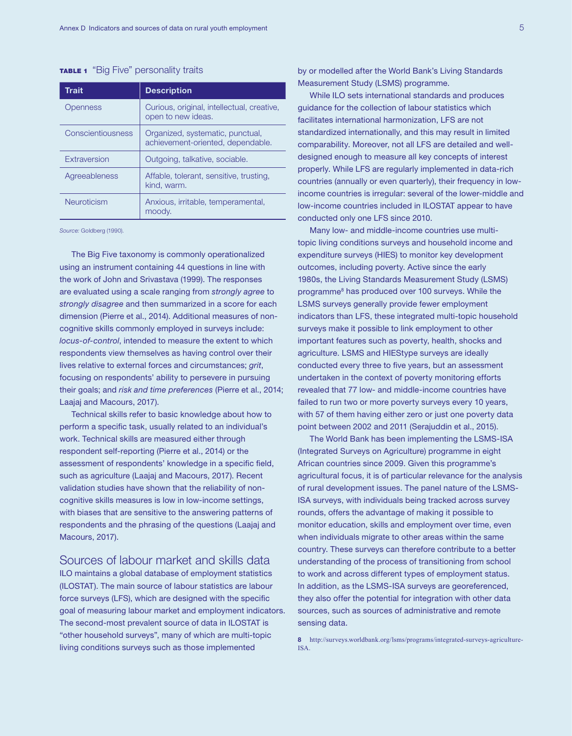**TABLE 1** "Big Five" personality traits

| Trait | Description |
|---|---|
| Openness | Curious, original, intellectual, creative, open to new ideas. |
| Conscientiousness | Organized, systematic, punctual, achievement-oriented, dependable. |
| Extraversion | Outgoing, talkative, sociable. |
| Agreeableness | Affable, tolerant, sensitive, trusting, kind, warm. |
| Neuroticism | Anxious, irritable, temperamental, moody. |

*Source:* Goldberg (1990).

The Big Five taxonomy is commonly operationalized using an instrument containing 44 questions in line with the work of John and Srivastava (1999). The responses are evaluated using a scale ranging from *strongly agree* to *strongly disagree* and then summarized in a score for each dimension (Pierre et al., 2014). Additional measures of non-cognitive skills commonly employed in surveys include: *locus-of-control*, intended to measure the extent to which respondents view themselves as having control over their lives relative to external forces and circumstances; *grit*, focusing on respondents' ability to persevere in pursuing their goals; and *risk and time preferences* (Pierre et al., 2014; Laajaj and Macours, 2017).

Technical skills refer to basic knowledge about how to perform a specific task, usually related to an individual's work. Technical skills are measured either through respondent self-reporting (Pierre et al., 2014) or the assessment of respondents' knowledge in a specific field, such as agriculture (Laajaj and Macours, 2017). Recent validation studies have shown that the reliability of non-cognitive skills measures is low in low-income settings, with biases that are sensitive to the answering patterns of respondents and the phrasing of the questions (Laajaj and Macours, 2017).

## Sources of labour market and skills data

ILO maintains a global database of employment statistics (ILOSTAT). The main source of labour statistics are labour force surveys (LFS), which are designed with the specific goal of measuring labour market and employment indicators. The second-most prevalent source of data in ILOSTAT is "other household surveys", many of which are multi-topic living conditions surveys such as those implemented by or modelled after the World Bank's Living Standards Measurement Study (LSMS) programme.

While ILO sets international standards and produces guidance for the collection of labour statistics which facilitates international harmonization, LFS are not standardized internationally, and this may result in limited comparability. Moreover, not all LFS are detailed and well-designed enough to measure all key concepts of interest properly. While LFS are regularly implemented in data-rich countries (annually or even quarterly), their frequency in low-income countries is irregular: several of the lower-middle and low-income countries included in ILOSTAT appear to have conducted only one LFS since 2010.

Many low- and middle-income countries use multi-topic living conditions surveys and household income and expenditure surveys (HIES) to monitor key development outcomes, including poverty. Active since the early 1980s, the Living Standards Measurement Study (LSMS) programme[8] has produced over 100 surveys. While the LSMS surveys generally provide fewer employment indicators than LFS, these integrated multi-topic household surveys make it possible to link employment to other important features such as poverty, health, shocks and agriculture. LSMS and HIEStype surveys are ideally conducted every three to five years, but an assessment undertaken in the context of poverty monitoring efforts revealed that 77 low- and middle-income countries have failed to run two or more poverty surveys every 10 years, with 57 of them having either zero or just one poverty data point between 2002 and 2011 (Serajuddin et al., 2015).

The World Bank has been implementing the LSMS-ISA (Integrated Surveys on Agriculture) programme in eight African countries since 2009. Given this programme's agricultural focus, it is of particular relevance for the analysis of rural development issues. The panel nature of the LSMS-ISA surveys, with individuals being tracked across survey rounds, offers the advantage of making it possible to monitor education, skills and employment over time, even when individuals migrate to other areas within the same country. These surveys can therefore contribute to a better understanding of the process of transitioning from school to work and across different types of employment status. In addition, as the LSMS-ISA surveys are georeferenced, they also offer the potential for integration with other data sources, such as sources of administrative and remote sensing data.

8 http://surveys.worldbank.org/lsms/programs/integrated-surveys-agriculture-ISA.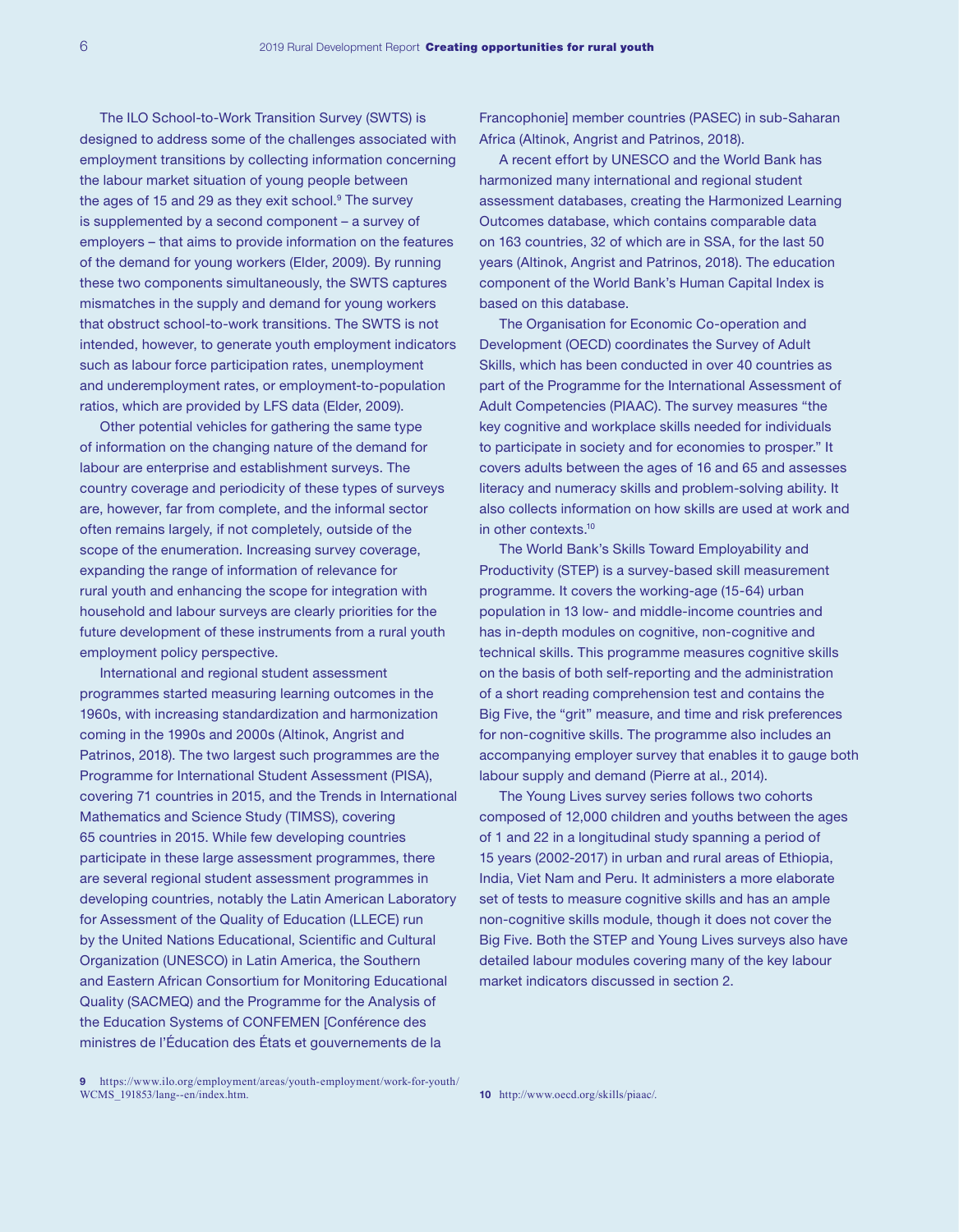The ILO School-to-Work Transition Survey (SWTS) is designed to address some of the challenges associated with employment transitions by collecting information concerning the labour market situation of young people between the ages of 15 and 29 as they exit school.[9] The survey is supplemented by a second component – a survey of employers – that aims to provide information on the features of the demand for young workers (Elder, 2009). By running these two components simultaneously, the SWTS captures mismatches in the supply and demand for young workers that obstruct school-to-work transitions. The SWTS is not intended, however, to generate youth employment indicators such as labour force participation rates, unemployment and underemployment rates, or employment-to-population ratios, which are provided by LFS data (Elder, 2009).

Other potential vehicles for gathering the same type of information on the changing nature of the demand for labour are enterprise and establishment surveys. The country coverage and periodicity of these types of surveys are, however, far from complete, and the informal sector often remains largely, if not completely, outside of the scope of the enumeration. Increasing survey coverage, expanding the range of information of relevance for rural youth and enhancing the scope for integration with household and labour surveys are clearly priorities for the future development of these instruments from a rural youth employment policy perspective.

International and regional student assessment programmes started measuring learning outcomes in the 1960s, with increasing standardization and harmonization coming in the 1990s and 2000s (Altinok, Angrist and Patrinos, 2018). The two largest such programmes are the Programme for International Student Assessment (PISA), covering 71 countries in 2015, and the Trends in International Mathematics and Science Study (TIMSS), covering 65 countries in 2015. While few developing countries participate in these large assessment programmes, there are several regional student assessment programmes in developing countries, notably the Latin American Laboratory for Assessment of the Quality of Education (LLECE) run by the United Nations Educational, Scientific and Cultural Organization (UNESCO) in Latin America, the Southern and Eastern African Consortium for Monitoring Educational Quality (SACMEQ) and the Programme for the Analysis of the Education Systems of CONFEMEN [Conférence des ministres de l'Éducation des États et gouvernements de la Francophonie] member countries (PASEC) in sub-Saharan Africa (Altinok, Angrist and Patrinos, 2018).

A recent effort by UNESCO and the World Bank has harmonized many international and regional student assessment databases, creating the Harmonized Learning Outcomes database, which contains comparable data on 163 countries, 32 of which are in SSA, for the last 50 years (Altinok, Angrist and Patrinos, 2018). The education component of the World Bank's Human Capital Index is based on this database.

The Organisation for Economic Co-operation and Development (OECD) coordinates the Survey of Adult Skills, which has been conducted in over 40 countries as part of the Programme for the International Assessment of Adult Competencies (PIAAC). The survey measures "the key cognitive and workplace skills needed for individuals to participate in society and for economies to prosper." It covers adults between the ages of 16 and 65 and assesses literacy and numeracy skills and problem-solving ability. It also collects information on how skills are used at work and in other contexts.[10]

The World Bank's Skills Toward Employability and Productivity (STEP) is a survey-based skill measurement programme. It covers the working-age (15-64) urban population in 13 low- and middle-income countries and has in-depth modules on cognitive, non-cognitive and technical skills. This programme measures cognitive skills on the basis of both self-reporting and the administration of a short reading comprehension test and contains the Big Five, the "grit" measure, and time and risk preferences for non-cognitive skills. The programme also includes an accompanying employer survey that enables it to gauge both labour supply and demand (Pierre at al., 2014).

The Young Lives survey series follows two cohorts composed of 12,000 children and youths between the ages of 1 and 22 in a longitudinal study spanning a period of 15 years (2002-2017) in urban and rural areas of Ethiopia, India, Viet Nam and Peru. It administers a more elaborate set of tests to measure cognitive skills and has an ample non-cognitive skills module, though it does not cover the Big Five. Both the STEP and Young Lives surveys also have detailed labour modules covering many of the key labour market indicators discussed in section 2.

---

**9** https://www.ilo.org/employment/areas/youth-employment/work-for-youth/WCMS_191853/lang--en/index.htm.

**10** http://www.oecd.org/skills/piaac/.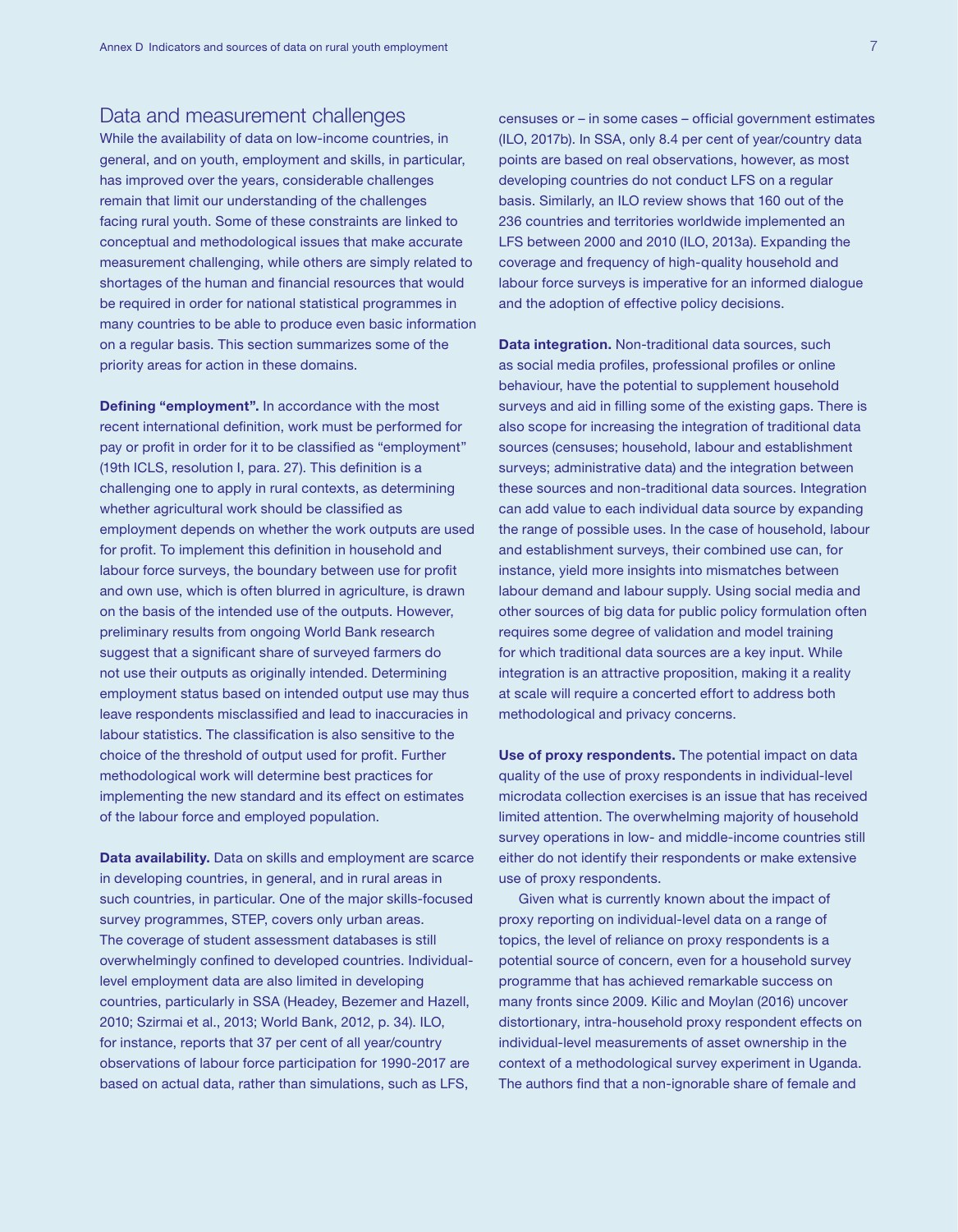## Data and measurement challenges

While the availability of data on low-income countries, in general, and on youth, employment and skills, in particular, has improved over the years, considerable challenges remain that limit our understanding of the challenges facing rural youth. Some of these constraints are linked to conceptual and methodological issues that make accurate measurement challenging, while others are simply related to shortages of the human and financial resources that would be required in order for national statistical programmes in many countries to be able to produce even basic information on a regular basis. This section summarizes some of the priority areas for action in these domains.

**Defining "employment".** In accordance with the most recent international definition, work must be performed for pay or profit in order for it to be classified as "employment" (19th ICLS, resolution I, para. 27). This definition is a challenging one to apply in rural contexts, as determining whether agricultural work should be classified as employment depends on whether the work outputs are used for profit. To implement this definition in household and labour force surveys, the boundary between use for profit and own use, which is often blurred in agriculture, is drawn on the basis of the intended use of the outputs. However, preliminary results from ongoing World Bank research suggest that a significant share of surveyed farmers do not use their outputs as originally intended. Determining employment status based on intended output use may thus leave respondents misclassified and lead to inaccuracies in labour statistics. The classification is also sensitive to the choice of the threshold of output used for profit. Further methodological work will determine best practices for implementing the new standard and its effect on estimates of the labour force and employed population.

**Data availability.** Data on skills and employment are scarce in developing countries, in general, and in rural areas in such countries, in particular. One of the major skills-focused survey programmes, STEP, covers only urban areas. The coverage of student assessment databases is still overwhelmingly confined to developed countries. Individual-level employment data are also limited in developing countries, particularly in SSA (Headey, Bezemer and Hazell, 2010; Szirmai et al., 2013; World Bank, 2012, p. 34). ILO, for instance, reports that 37 per cent of all year/country observations of labour force participation for 1990-2017 are based on actual data, rather than simulations, such as LFS, censuses or – in some cases – official government estimates (ILO, 2017b). In SSA, only 8.4 per cent of year/country data points are based on real observations, however, as most developing countries do not conduct LFS on a regular basis. Similarly, an ILO review shows that 160 out of the 236 countries and territories worldwide implemented an LFS between 2000 and 2010 (ILO, 2013a). Expanding the coverage and frequency of high-quality household and labour force surveys is imperative for an informed dialogue and the adoption of effective policy decisions.

**Data integration.** Non-traditional data sources, such as social media profiles, professional profiles or online behaviour, have the potential to supplement household surveys and aid in filling some of the existing gaps. There is also scope for increasing the integration of traditional data sources (censuses; household, labour and establishment surveys; administrative data) and the integration between these sources and non-traditional data sources. Integration can add value to each individual data source by expanding the range of possible uses. In the case of household, labour and establishment surveys, their combined use can, for instance, yield more insights into mismatches between labour demand and labour supply. Using social media and other sources of big data for public policy formulation often requires some degree of validation and model training for which traditional data sources are a key input. While integration is an attractive proposition, making it a reality at scale will require a concerted effort to address both methodological and privacy concerns.

**Use of proxy respondents.** The potential impact on data quality of the use of proxy respondents in individual-level microdata collection exercises is an issue that has received limited attention. The overwhelming majority of household survey operations in low- and middle-income countries still either do not identify their respondents or make extensive use of proxy respondents.

Given what is currently known about the impact of proxy reporting on individual-level data on a range of topics, the level of reliance on proxy respondents is a potential source of concern, even for a household survey programme that has achieved remarkable success on many fronts since 2009. Kilic and Moylan (2016) uncover distortionary, intra-household proxy respondent effects on individual-level measurements of asset ownership in the context of a methodological survey experiment in Uganda. The authors find that a non-ignorable share of female and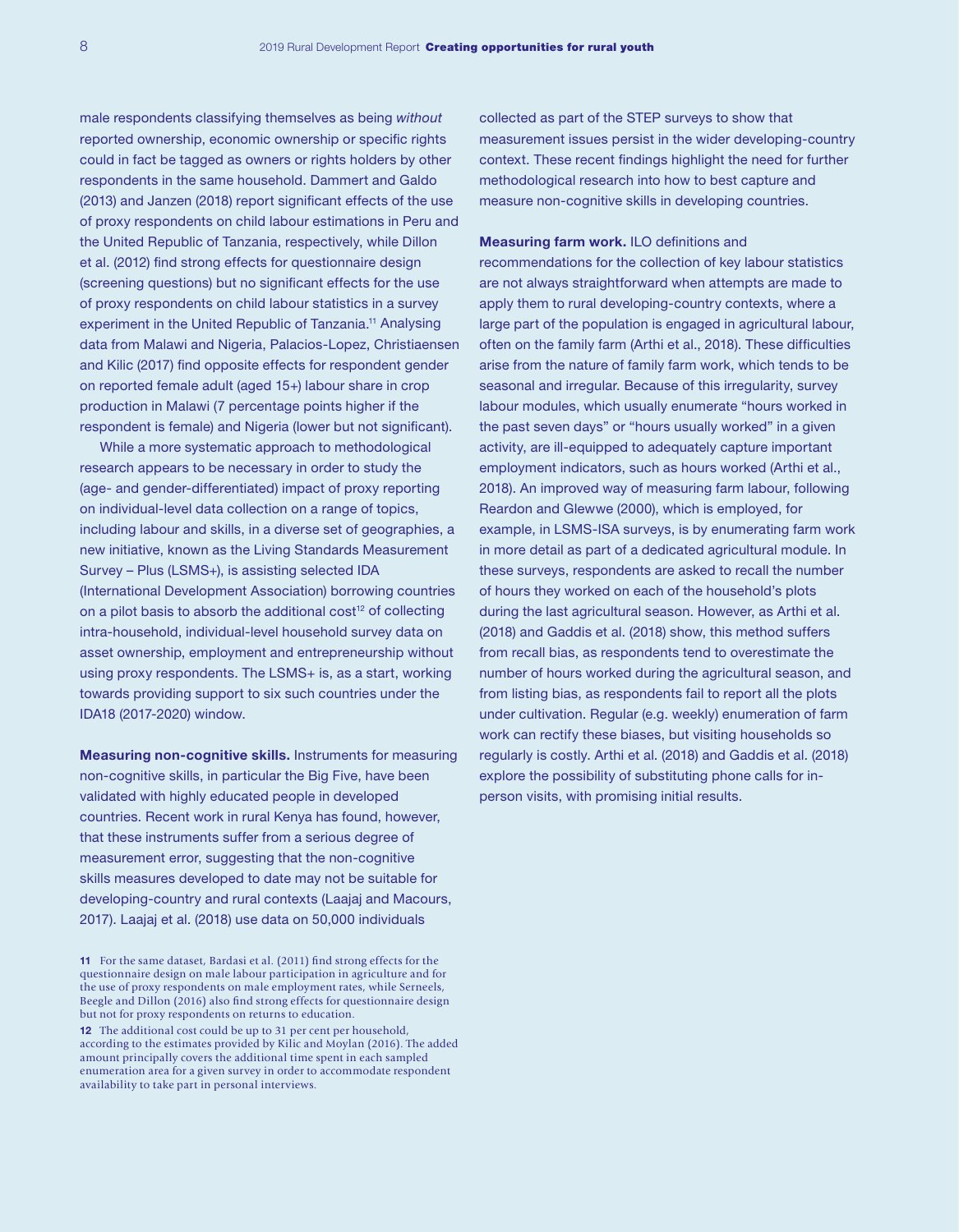male respondents classifying themselves as being *without* reported ownership, economic ownership or specific rights could in fact be tagged as owners or rights holders by other respondents in the same household. Dammert and Galdo (2013) and Janzen (2018) report significant effects of the use of proxy respondents on child labour estimations in Peru and the United Republic of Tanzania, respectively, while Dillon et al. (2012) find strong effects for questionnaire design (screening questions) but no significant effects for the use of proxy respondents on child labour statistics in a survey experiment in the United Republic of Tanzania.[11] Analysing data from Malawi and Nigeria, Palacios-Lopez, Christiaensen and Kilic (2017) find opposite effects for respondent gender on reported female adult (aged 15+) labour share in crop production in Malawi (7 percentage points higher if the respondent is female) and Nigeria (lower but not significant).

While a more systematic approach to methodological research appears to be necessary in order to study the (age- and gender-differentiated) impact of proxy reporting on individual-level data collection on a range of topics, including labour and skills, in a diverse set of geographies, a new initiative, known as the Living Standards Measurement Survey – Plus (LSMS+), is assisting selected IDA (International Development Association) borrowing countries on a pilot basis to absorb the additional cost[12] of collecting intra-household, individual-level household survey data on asset ownership, employment and entrepreneurship without using proxy respondents. The LSMS+ is, as a start, working towards providing support to six such countries under the IDA18 (2017-2020) window.

**Measuring non-cognitive skills.** Instruments for measuring non-cognitive skills, in particular the Big Five, have been validated with highly educated people in developed countries. Recent work in rural Kenya has found, however, that these instruments suffer from a serious degree of measurement error, suggesting that the non-cognitive skills measures developed to date may not be suitable for developing-country and rural contexts (Laajaj and Macours, 2017). Laajaj et al. (2018) use data on 50,000 individuals collected as part of the STEP surveys to show that measurement issues persist in the wider developing-country context. These recent findings highlight the need for further methodological research into how to best capture and measure non-cognitive skills in developing countries.

**Measuring farm work.** ILO definitions and recommendations for the collection of key labour statistics are not always straightforward when attempts are made to apply them to rural developing-country contexts, where a large part of the population is engaged in agricultural labour, often on the family farm (Arthi et al., 2018). These difficulties arise from the nature of family farm work, which tends to be seasonal and irregular. Because of this irregularity, survey labour modules, which usually enumerate "hours worked in the past seven days" or "hours usually worked" in a given activity, are ill-equipped to adequately capture important employment indicators, such as hours worked (Arthi et al., 2018). An improved way of measuring farm labour, following Reardon and Glewwe (2000), which is employed, for example, in LSMS-ISA surveys, is by enumerating farm work in more detail as part of a dedicated agricultural module. In these surveys, respondents are asked to recall the number of hours they worked on each of the household's plots during the last agricultural season. However, as Arthi et al. (2018) and Gaddis et al. (2018) show, this method suffers from recall bias, as respondents tend to overestimate the number of hours worked during the agricultural season, and from listing bias, as respondents fail to report all the plots under cultivation. Regular (e.g. weekly) enumeration of farm work can rectify these biases, but visiting households so regularly is costly. Arthi et al. (2018) and Gaddis et al. (2018) explore the possibility of substituting phone calls for in-person visits, with promising initial results.

---

**11** For the same dataset, Bardasi et al. (2011) find strong effects for the questionnaire design on male labour participation in agriculture and for the use of proxy respondents on male employment rates, while Serneels, Beegle and Dillon (2016) also find strong effects for questionnaire design but not for proxy respondents on returns to education.

**12** The additional cost could be up to 31 per cent per household, according to the estimates provided by Kilic and Moylan (2016). The added amount principally covers the additional time spent in each sampled enumeration area for a given survey in order to accommodate respondent availability to take part in personal interviews.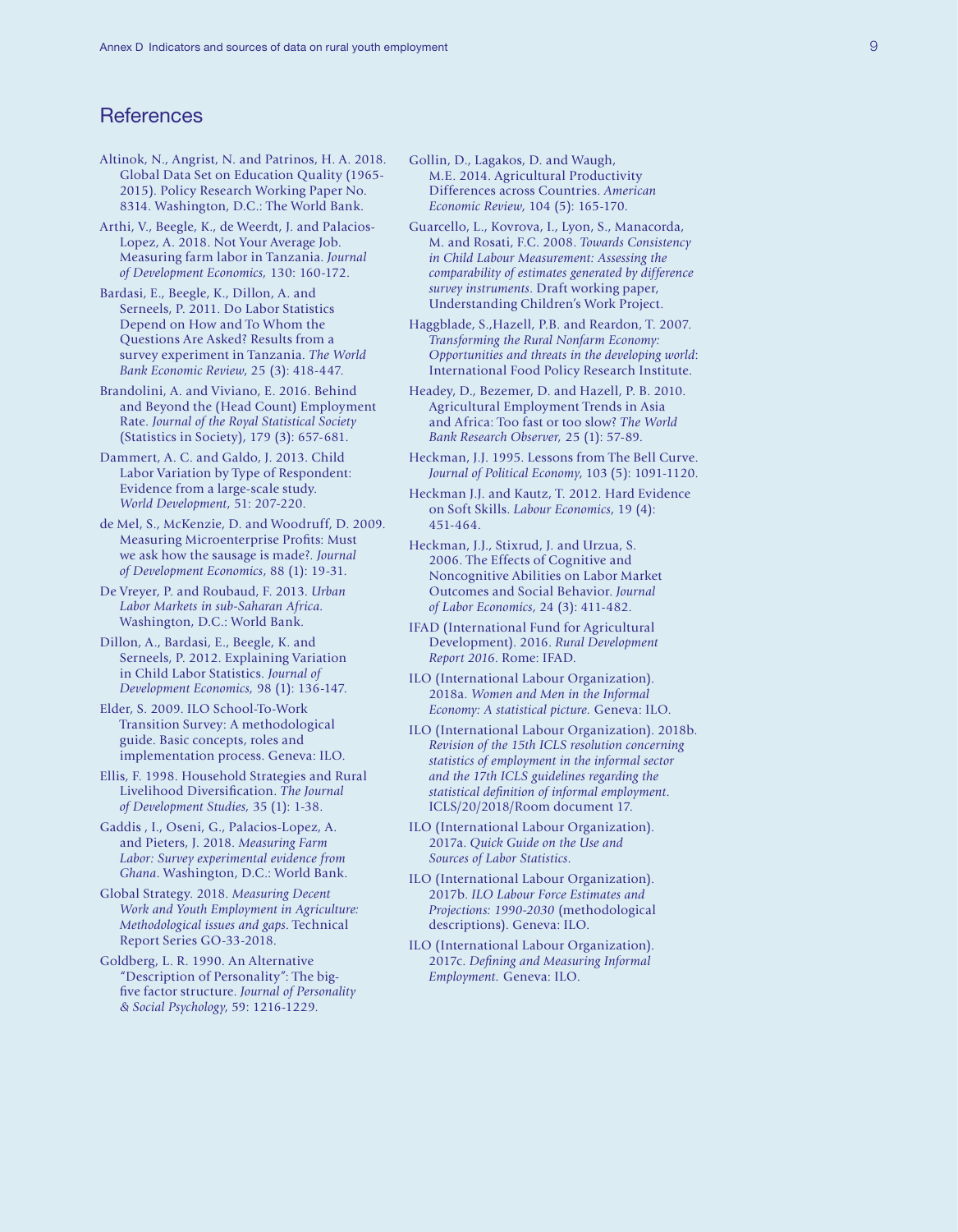## References

Altinok, N., Angrist, N. and Patrinos, H. A. 2018. Global Data Set on Education Quality (1965-2015). Policy Research Working Paper No. 8314. Washington, D.C.: The World Bank.

Arthi, V., Beegle, K., de Weerdt, J. and Palacios-Lopez, A. 2018. Not Your Average Job. Measuring farm labor in Tanzania. *Journal of Development Economics,* 130: 160-172.

Bardasi, E., Beegle, K., Dillon, A. and Serneels, P. 2011. Do Labor Statistics Depend on How and To Whom the Questions Are Asked? Results from a survey experiment in Tanzania. *The World Bank Economic Review*, 25 (3): 418-447.

Brandolini, A. and Viviano, E. 2016. Behind and Beyond the (Head Count) Employment Rate. *Journal of the Royal Statistical Society* (Statistics in Society), 179 (3): 657-681.

Dammert, A. C. and Galdo, J. 2013. Child Labor Variation by Type of Respondent: Evidence from a large-scale study. *World Development*, 51: 207-220.

de Mel, S., McKenzie, D. and Woodruff, D. 2009. Measuring Microenterprise Profits: Must we ask how the sausage is made?. *Journal of Development Economics*, 88 (1): 19-31.

De Vreyer, P. and Roubaud, F. 2013. *Urban Labor Markets in sub-Saharan Africa.* Washington, D.C.: World Bank.

Dillon, A., Bardasi, E., Beegle, K. and Serneels, P. 2012. Explaining Variation in Child Labor Statistics. *Journal of Development Economics,* 98 (1): 136-147.

Elder, S. 2009. ILO School-To-Work Transition Survey: A methodological guide. Basic concepts, roles and implementation process. Geneva: ILO.

Ellis, F. 1998. Household Strategies and Rural Livelihood Diversification. *The Journal of Development Studies,* 35 (1): 1-38.

Gaddis , I., Oseni, G., Palacios-Lopez, A. and Pieters, J. 2018. *Measuring Farm Labor: Survey experimental evidence from Ghana*. Washington, D.C.: World Bank.

Global Strategy. 2018. *Measuring Decent Work and Youth Employment in Agriculture: Methodological issues and gaps*. Technical Report Series GO-33-2018.

Goldberg, L. R. 1990. An Alternative "Description of Personality": The big-five factor structure. *Journal of Personality & Social Psychology*, 59: 1216-1229.

Gollin, D., Lagakos, D. and Waugh, M.E. 2014. Agricultural Productivity Differences across Countries. *American Economic Review*, 104 (5): 165-170.

Guarcello, L., Kovrova, I., Lyon, S., Manacorda, M. and Rosati, F.C. 2008. *Towards Consistency in Child Labour Measurement: Assessing the comparability of estimates generated by difference survey instruments*. Draft working paper, Understanding Children's Work Project.

Haggblade, S.,Hazell, P.B. and Reardon, T. 2007. *Transforming the Rural Nonfarm Economy: Opportunities and threats in the developing world*: International Food Policy Research Institute.

Headey, D., Bezemer, D. and Hazell, P. B. 2010. Agricultural Employment Trends in Asia and Africa: Too fast or too slow? *The World Bank Research Observer,* 25 (1): 57-89.

Heckman, J.J. 1995. Lessons from The Bell Curve. *Journal of Political Economy*, 103 (5): 1091-1120.

Heckman J.J. and Kautz, T. 2012. Hard Evidence on Soft Skills. *Labour Economics*, 19 (4): 451-464.

Heckman, J.J., Stixrud, J. and Urzua, S. 2006. The Effects of Cognitive and Noncognitive Abilities on Labor Market Outcomes and Social Behavior. *Journal of Labor Economics*, 24 (3): 411-482.

IFAD (International Fund for Agricultural Development). 2016. *Rural Development Report 2016*. Rome: IFAD.

ILO (International Labour Organization). 2018a. *Women and Men in the Informal Economy: A statistical picture.* Geneva: ILO.

ILO (International Labour Organization). 2018b. *Revision of the 15th ICLS resolution concerning statistics of employment in the informal sector and the 17th ICLS guidelines regarding the statistical definition of informal employment*. ICLS/20/2018/Room document 17.

ILO (International Labour Organization). 2017a. *Quick Guide on the Use and Sources of Labor Statistics*.

ILO (International Labour Organization). 2017b. *ILO Labour Force Estimates and Projections: 1990-2030* (methodological descriptions). Geneva: ILO.

ILO (International Labour Organization). 2017c. *Defining and Measuring Informal Employment.* Geneva: ILO.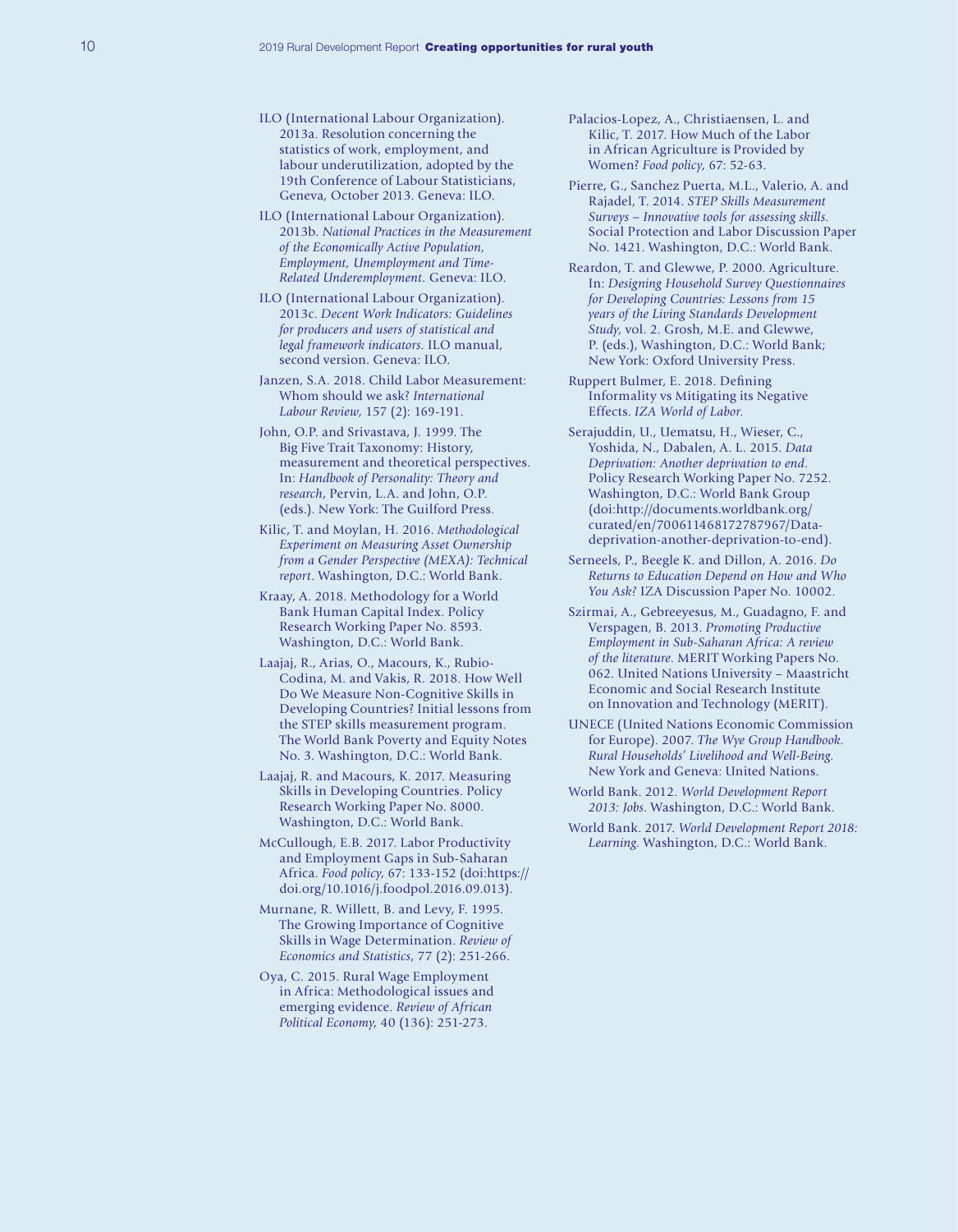ILO (International Labour Organization). 2013a. Resolution concerning the statistics of work, employment, and labour underutilization, adopted by the 19th Conference of Labour Statisticians, Geneva, October 2013. Geneva: ILO.

ILO (International Labour Organization). 2013b. *National Practices in the Measurement of the Economically Active Population, Employment, Unemployment and Time-Related Underemployment*. Geneva: ILO.

ILO (International Labour Organization). 2013c. *Decent Work Indicators: Guidelines for producers and users of statistical and legal framework indicators*. ILO manual, second version. Geneva: ILO.

Janzen, S.A. 2018. Child Labor Measurement: Whom should we ask? *International Labour Review*, 157 (2): 169-191.

John, O.P. and Srivastava, J. 1999. The Big Five Trait Taxonomy: History, measurement and theoretical perspectives. In: *Handbook of Personality: Theory and research*, Pervin, L.A. and John, O.P. (eds.). New York: The Guilford Press.

Kilic, T. and Moylan, H. 2016. *Methodological Experiment on Measuring Asset Ownership from a Gender Perspective (MEXA): Technical report*. Washington, D.C.: World Bank.

Kraay, A. 2018. Methodology for a World Bank Human Capital Index. Policy Research Working Paper No. 8593. Washington, D.C.: World Bank.

Laajaj, R., Arias, O., Macours, K., Rubio-Codina, M. and Vakis, R. 2018. How Well Do We Measure Non-Cognitive Skills in Developing Countries? Initial lessons from the STEP skills measurement program. The World Bank Poverty and Equity Notes No. 3. Washington, D.C.: World Bank.

Laajaj, R. and Macours, K. 2017. Measuring Skills in Developing Countries. Policy Research Working Paper No. 8000. Washington, D.C.: World Bank.

McCullough, E.B. 2017. Labor Productivity and Employment Gaps in Sub-Saharan Africa. *Food policy*, 67: 133-152 (doi:https://doi.org/10.1016/j.foodpol.2016.09.013).

Murnane, R. Willett, B. and Levy, F. 1995. The Growing Importance of Cognitive Skills in Wage Determination. *Review of Economics and Statistics*, 77 (2): 251-266.

Oya, C. 2015. Rural Wage Employment in Africa: Methodological issues and emerging evidence. *Review of African Political Economy*, 40 (136): 251-273.

Palacios-Lopez, A., Christiaensen, L. and Kilic, T. 2017. How Much of the Labor in African Agriculture is Provided by Women? *Food policy*, 67: 52-63.

Pierre, G., Sanchez Puerta, M.L., Valerio, A. and Rajadel, T. 2014. *STEP Skills Measurement Surveys – Innovative tools for assessing skills*. Social Protection and Labor Discussion Paper No. 1421. Washington, D.C.: World Bank.

Reardon, T. and Glewwe, P. 2000. Agriculture. In: *Designing Household Survey Questionnaires for Developing Countries: Lessons from 15 years of the Living Standards Development Study*, vol. 2. Grosh, M.E. and Glewwe, P. (eds.), Washington, D.C.: World Bank; New York: Oxford University Press.

Ruppert Bulmer, E. 2018. Defining Informality vs Mitigating its Negative Effects. *IZA World of Labor*.

Serajuddin, U., Uematsu, H., Wieser, C., Yoshida, N., Dabalen, A. L. 2015. *Data Deprivation: Another deprivation to end*. Policy Research Working Paper No. 7252. Washington, D.C.: World Bank Group (doi:http://documents.worldbank.org/curated/en/700611468172787967/Data-deprivation-another-deprivation-to-end).

Serneels, P., Beegle K. and Dillon, A. 2016. *Do Returns to Education Depend on How and Who You Ask?* IZA Discussion Paper No. 10002.

Szirmai, A., Gebreeyesus, M., Guadagno, F. and Verspagen, B. 2013. *Promoting Productive Employment in Sub-Saharan Africa: A review of the literature*. MERIT Working Papers No. 062. United Nations University – Maastricht Economic and Social Research Institute on Innovation and Technology (MERIT).

UNECE (United Nations Economic Commission for Europe). 2007. *The Wye Group Handbook. Rural Households' Livelihood and Well-Being*. New York and Geneva: United Nations.

World Bank. 2012. *World Development Report 2013: Jobs*. Washington, D.C.: World Bank.

World Bank. 2017. *World Development Report 2018: Learning*. Washington, D.C.: World Bank.